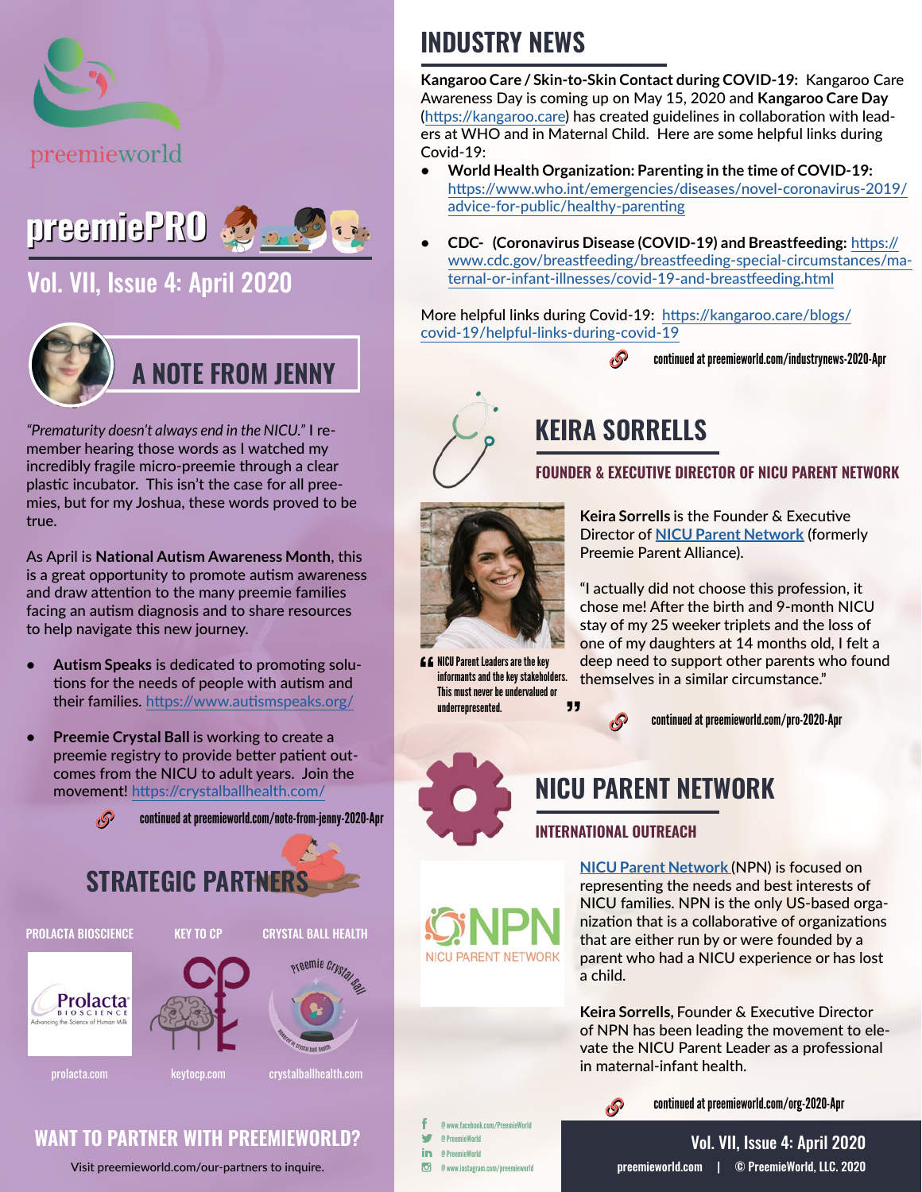preemieworld

# preemiePRO

## Vol. VII, Issue 4: April 2020

## A NOTE FROM JENNY

*"Prematurity doesn't always end in the NICU."* I remember hearing those words as I watched my incredibly fragile micro-preemie through a clear plastic incubator. This isn't the case for all preemies, but for my Joshua, these words proved to be true.

As April is **National Autism Awareness Month**, this is a great opportunity to promote autism awareness and draw attention to the many preemie families facing an autism diagnosis and to share resources to help navigate this new journey.

- **Autism Speaks** is dedicated to promoting solutions for the needs of people with autism and their families. https://www.autismspeaks.org/
- **Preemie Crystal Ball** is working to create a preemie registry to provide better patient outcomes from the NICU to adult years. Join the movement! https://crystalballhealth.com/

continued at preemieworld.com/note-from-jenny-2020-Apr

## STRATEGIC PARTNERS

| PROLACTA BIOSCIENCE | KEY TO CP | CRYSTAL BALL HEALTH |
|---|---|---|
| prolacta.com | keytocp.com | crystalballhealth.com |

## WANT TO PARTNER WITH PREEMIEWORLD?

Visit preemieworld.com/our-partners to inquire.

## INDUSTRY NEWS

**Kangaroo Care / Skin-to-Skin Contact during COVID-19:** Kangaroo Care Awareness Day is coming up on May 15, 2020 and **Kangaroo Care Day** (https://kangaroo.care) has created guidelines in collaboration with leaders at WHO and in Maternal Child. Here are some helpful links during Covid-19:

- **World Health Organization: Parenting in the time of COVID-19:** https://www.who.int/emergencies/diseases/novel-coronavirus-2019/advice-for-public/healthy-parenting
- **CDC- (Coronavirus Disease (COVID-19) and Breastfeeding:** https://www.cdc.gov/breastfeeding/breastfeeding-special-circumstances/maternal-or-infant-illnesses/covid-19-and-breastfeeding.html

More helpful links during Covid-19: https://kangaroo.care/blogs/covid-19/helpful-links-during-covid-19

continued at preemieworld.com/industrynews-2020-Apr

## KEIRA SORRELLS

### FOUNDER & EXECUTIVE DIRECTOR OF NICU PARENT NETWORK

**Keira Sorrells** is the Founder & Executive Director of **NICU Parent Network** (formerly Preemie Parent Alliance).

"I actually did not choose this profession, it chose me! After the birth and 9-month NICU stay of my 25 weeker triplets and the loss of one of my daughters at 14 months old, I felt a deep need to support other parents who found themselves in a similar circumstance."

> "NICU Parent Leaders are the key informants and the key stakeholders. This must never be undervalued or underrepresented."

continued at preemieworld.com/pro-2020-Apr

## NICU PARENT NETWORK

### INTERNATIONAL OUTREACH

NPN NICU PARENT NETWORK

**NICU Parent Network** (NPN) is focused on representing the needs and best interests of NICU families. NPN is the only US-based organization that is a collaborative of organizations that are either run by or were founded by a parent who had a NICU experience or has lost a child.

**Keira Sorrells,** Founder & Executive Director of NPN has been leading the movement to elevate the NICU Parent Leader as a professional in maternal-infant health.

continued at preemieworld.com/org-2020-Apr

@www.facebook.com/PreemieWorld
@PreemieWorld
@PreemieWorld
@www.instagram.com/preemieworld

preemieworld.com | © PreemieWorld, LLC. 2020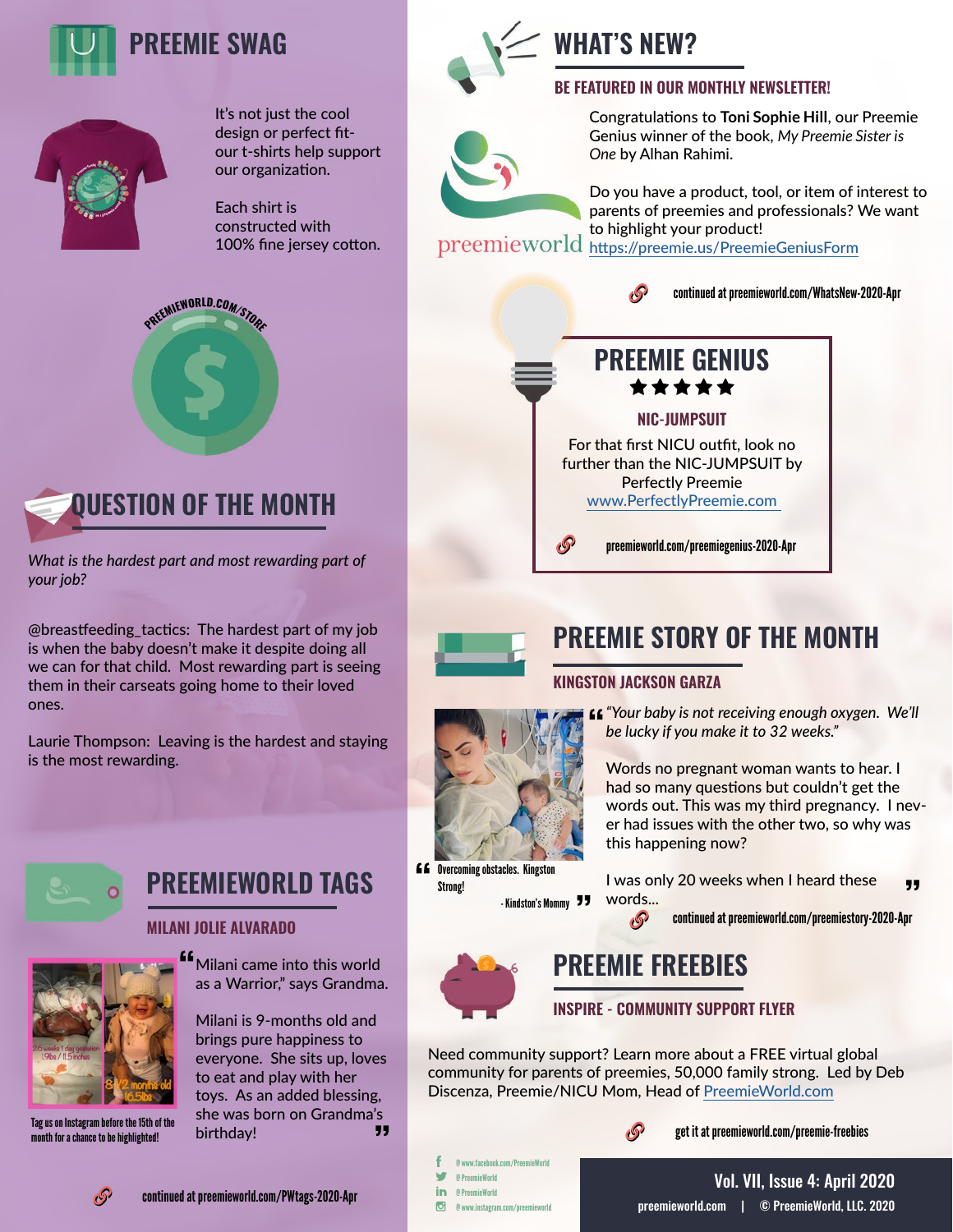## PREEMIE SWAG

It's not just the cool design or perfect fit- our t-shirts help support our organization.

Each shirt is constructed with 100% fine jersey cotton.

PREEMIEWORLD.COM/STORE

## QUESTION OF THE MONTH

*What is the hardest part and most rewarding part of your job?*

@breastfeeding_tactics: The hardest part of my job is when the baby doesn't make it despite doing all we can for that child. Most rewarding part is seeing them in their carseats going home to their loved ones.

Laurie Thompson: Leaving is the hardest and staying is the most rewarding.

## PREEMIEWORLD TAGS

### MILANI JOLIE ALVARADO

26 weeks 1 day gestation
1.9lbs / 11.5 inches

8 1/2 months old
16.5lbs

"Milani came into this world as a Warrior," says Grandma.

Milani is 9-months old and brings pure happiness to everyone. She sits up, loves to eat and play with her toys. As an added blessing, she was born on Grandma's birthday!"

Tag us on Instagram before the 15th of the month for a chance to be highlighted!

continued at preemieworld.com/PWtags-2020-Apr

## WHAT'S NEW?

### BE FEATURED IN OUR MONTHLY NEWSLETTER!

Congratulations to **Toni Sophie Hill**, our Preemie Genius winner of the book, *My Preemie Sister is One* by Alhan Rahimi.

Do you have a product, tool, or item of interest to parents of preemies and professionals? We want to highlight your product! https://preemie.us/PreemieGeniusForm

preemieworld

continued at preemieworld.com/WhatsNew-2020-Apr

## PREEMIE GENIUS

★★★★★

### NIC-JUMPSUIT

For that first NICU outfit, look no further than the NIC-JUMPSUIT by Perfectly Preemie
www.PerfectlyPreemie.com

preemieworld.com/preemiegenius-2020-Apr

## PREEMIE STORY OF THE MONTH

### KINGSTON JACKSON GARZA

"*Your baby is not receiving enough oxygen. We'll be lucky if you make it to 32 weeks.*"

Words no pregnant woman wants to hear. I had so many questions but couldn't get the words out. This was my third pregnancy. I never had issues with the other two, so why was this happening now?

I was only 20 weeks when I heard these words..."

"Overcoming obstacles. Kingston Strong!
- Kindston's Mommy"

continued at preemieworld.com/preemiestory-2020-Apr

## PREEMIE FREEBIES

### INSPIRE - COMMUNITY SUPPORT FLYER

Need community support? Learn more about a FREE virtual global community for parents of preemies, 50,000 family strong. Led by Deb Discenza, Preemie/NICU Mom, Head of PreemieWorld.com

get it at preemieworld.com/preemie-freebies

@www.facebook.com/PreemieWorld
@PreemieWorld
@PreemieWorld
@www.instagram.com/preemieworld

Vol. VII, Issue 4: April 2020
preemieworld.com | © PreemieWorld, LLC. 2020